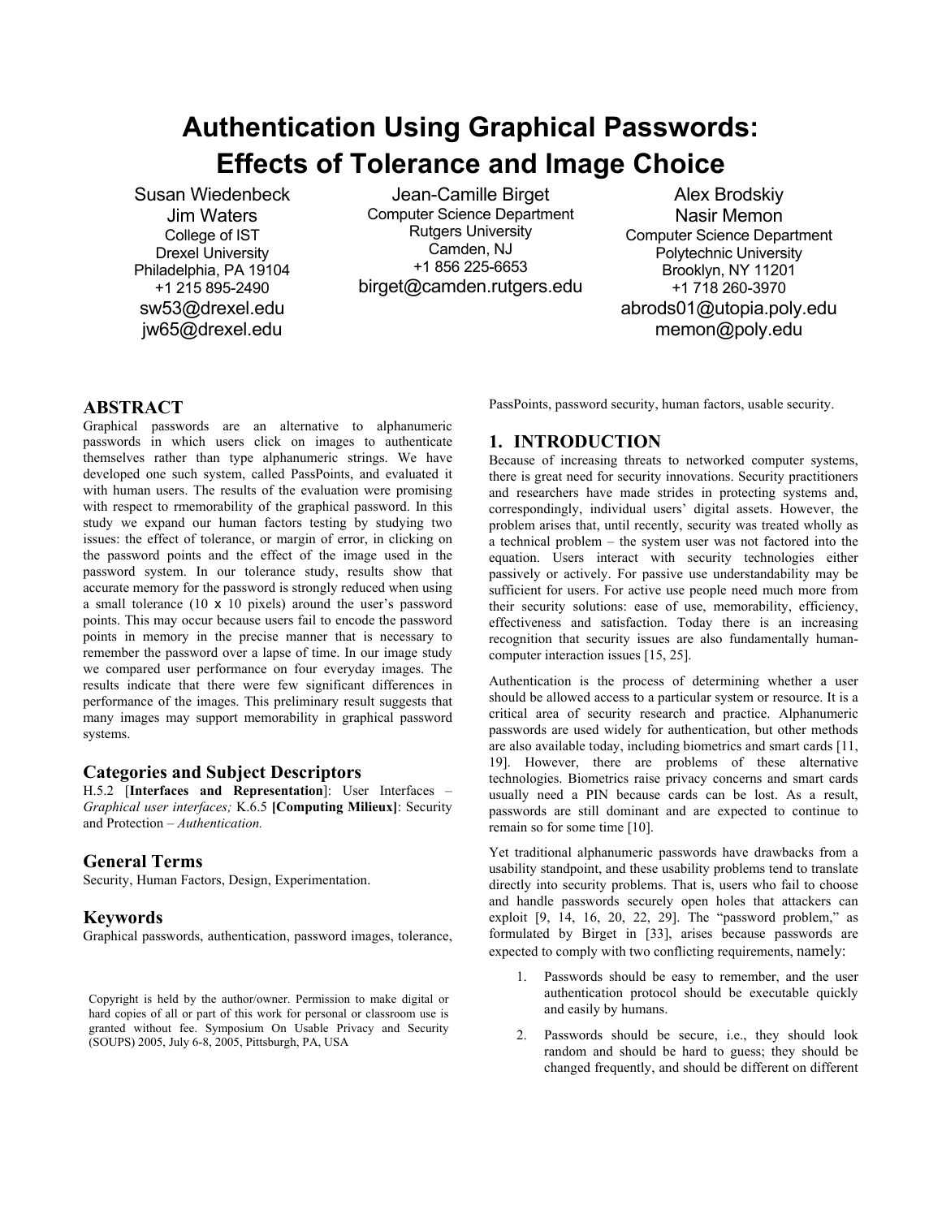# Authentication Using Graphical Passwords: Effects of Tolerance and Image Choice

Susan Wiedenbeck
Jim Waters
College of IST
Drexel University
Philadelphia, PA 19104
+1 215 895-2490
sw53@drexel.edu
jw65@drexel.edu

Jean-Camille Birget
Computer Science Department
Rutgers University
Camden, NJ
+1 856 225-6653
birget@camden.rutgers.edu

Alex Brodskiy
Nasir Memon
Computer Science Department
Polytechnic University
Brooklyn, NY 11201
+1 718 260-3970
abrods01@utopia.poly.edu
memon@poly.edu

## ABSTRACT

Graphical passwords are an alternative to alphanumeric passwords in which users click on images to authenticate themselves rather than type alphanumeric strings. We have developed one such system, called PassPoints, and evaluated it with human users. The results of the evaluation were promising with respect to rmemorability of the graphical password. In this study we expand our human factors testing by studying two issues: the effect of tolerance, or margin of error, in clicking on the password points and the effect of the image used in the password system. In our tolerance study, results show that accurate memory for the password is strongly reduced when using a small tolerance (10 x 10 pixels) around the user's password points. This may occur because users fail to encode the password points in memory in the precise manner that is necessary to remember the password over a lapse of time. In our image study we compared user performance on four everyday images. The results indicate that there were few significant differences in performance of the images. This preliminary result suggests that many images may support memorability in graphical password systems.

### Categories and Subject Descriptors

H.5.2 [**Interfaces and Representation**]: User Interfaces – *Graphical user interfaces;* K.6.5 **[Computing Milieux]**: Security and Protection – *Authentication.*

### General Terms

Security, Human Factors, Design, Experimentation.

### Keywords

Graphical passwords, authentication, password images, tolerance, PassPoints, password security, human factors, usable security.

Copyright is held by the author/owner. Permission to make digital or hard copies of all or part of this work for personal or classroom use is granted without fee. Symposium On Usable Privacy and Security (SOUPS) 2005, July 6-8, 2005, Pittsburgh, PA, USA

## 1. INTRODUCTION

Because of increasing threats to networked computer systems, there is great need for security innovations. Security practitioners and researchers have made strides in protecting systems and, correspondingly, individual users' digital assets. However, the problem arises that, until recently, security was treated wholly as a technical problem – the system user was not factored into the equation. Users interact with security technologies either passively or actively. For passive use understandability may be sufficient for users. For active use people need much more from their security solutions: ease of use, memorability, efficiency, effectiveness and satisfaction. Today there is an increasing recognition that security issues are also fundamentally human-computer interaction issues [15, 25].

Authentication is the process of determining whether a user should be allowed access to a particular system or resource. It is a critical area of security research and practice. Alphanumeric passwords are used widely for authentication, but other methods are also available today, including biometrics and smart cards [11, 19]. However, there are problems of these alternative technologies. Biometrics raise privacy concerns and smart cards usually need a PIN because cards can be lost. As a result, passwords are still dominant and are expected to continue to remain so for some time [10].

Yet traditional alphanumeric passwords have drawbacks from a usability standpoint, and these usability problems tend to translate directly into security problems. That is, users who fail to choose and handle passwords securely open holes that attackers can exploit [9, 14, 16, 20, 22, 29]. The "password problem," as formulated by Birget in [33], arises because passwords are expected to comply with two conflicting requirements, namely:

1. Passwords should be easy to remember, and the user authentication protocol should be executable quickly and easily by humans.
2. Passwords should be secure, i.e., they should look random and should be hard to guess; they should be changed frequently, and should be different on different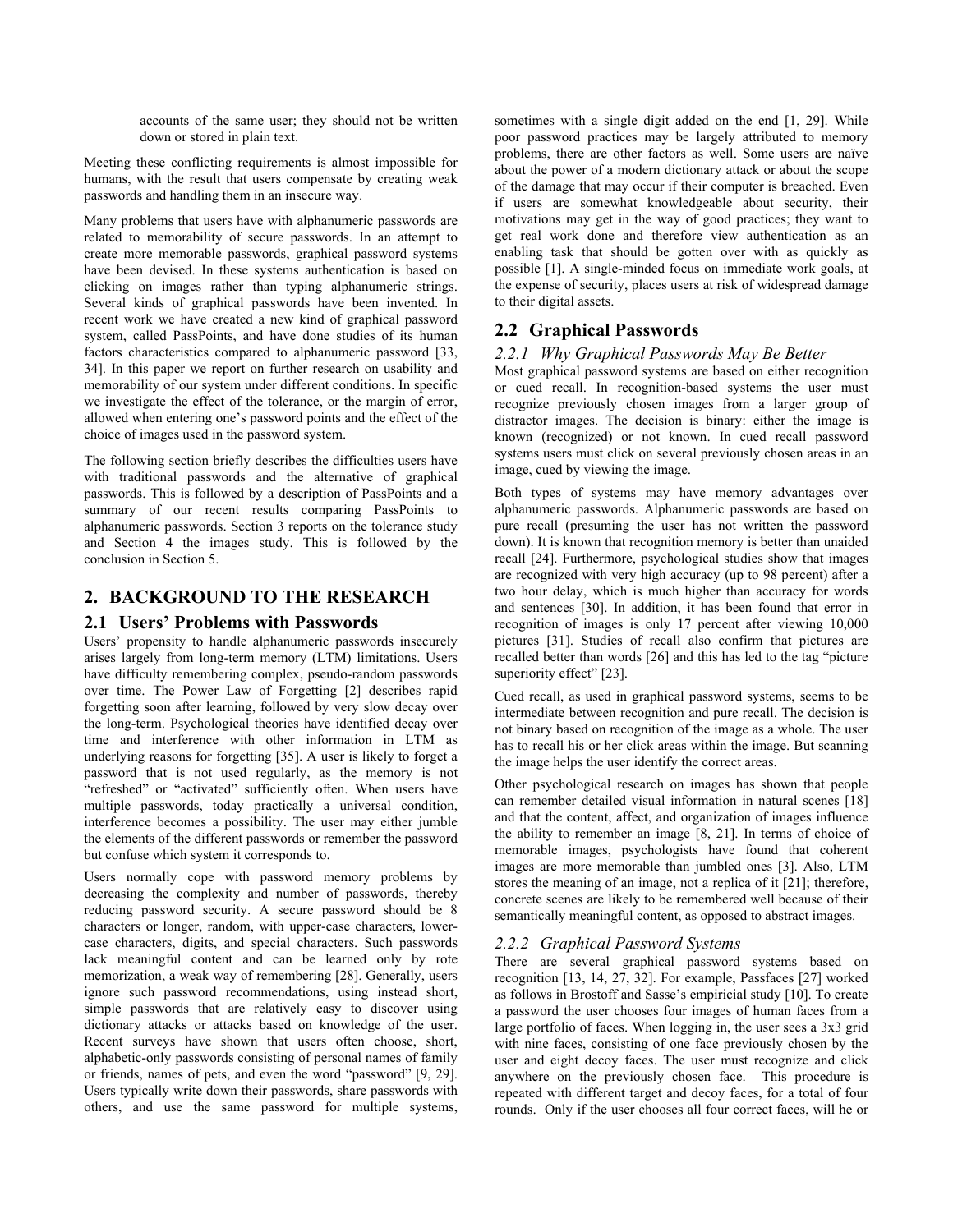accounts of the same user; they should not be written down or stored in plain text.

Meeting these conflicting requirements is almost impossible for humans, with the result that users compensate by creating weak passwords and handling them in an insecure way.

Many problems that users have with alphanumeric passwords are related to memorability of secure passwords. In an attempt to create more memorable passwords, graphical password systems have been devised. In these systems authentication is based on clicking on images rather than typing alphanumeric strings. Several kinds of graphical passwords have been invented. In recent work we have created a new kind of graphical password system, called PassPoints, and have done studies of its human factors characteristics compared to alphanumeric password [33, 34]. In this paper we report on further research on usability and memorability of our system under different conditions. In specific we investigate the effect of the tolerance, or the margin of error, allowed when entering one's password points and the effect of the choice of images used in the password system.

The following section briefly describes the difficulties users have with traditional passwords and the alternative of graphical passwords. This is followed by a description of PassPoints and a summary of our recent results comparing PassPoints to alphanumeric passwords. Section 3 reports on the tolerance study and Section 4 the images study. This is followed by the conclusion in Section 5.

## 2. BACKGROUND TO THE RESEARCH

### 2.1 Users' Problems with Passwords

Users' propensity to handle alphanumeric passwords insecurely arises largely from long-term memory (LTM) limitations. Users have difficulty remembering complex, pseudo-random passwords over time. The Power Law of Forgetting [2] describes rapid forgetting soon after learning, followed by very slow decay over the long-term. Psychological theories have identified decay over time and interference with other information in LTM as underlying reasons for forgetting [35]. A user is likely to forget a password that is not used regularly, as the memory is not "refreshed" or "activated" sufficiently often. When users have multiple passwords, today practically a universal condition, interference becomes a possibility. The user may either jumble the elements of the different passwords or remember the password but confuse which system it corresponds to.

Users normally cope with password memory problems by decreasing the complexity and number of passwords, thereby reducing password security. A secure password should be 8 characters or longer, random, with upper-case characters, lower-case characters, digits, and special characters. Such passwords lack meaningful content and can be learned only by rote memorization, a weak way of remembering [28]. Generally, users ignore such password recommendations, using instead short, simple passwords that are relatively easy to discover using dictionary attacks or attacks based on knowledge of the user. Recent surveys have shown that users often choose, short, alphabetic-only passwords consisting of personal names of family or friends, names of pets, and even the word "password" [9, 29]. Users typically write down their passwords, share passwords with others, and use the same password for multiple systems, sometimes with a single digit added on the end [1, 29]. While poor password practices may be largely attributed to memory problems, there are other factors as well. Some users are naïve about the power of a modern dictionary attack or about the scope of the damage that may occur if their computer is breached. Even if users are somewhat knowledgeable about security, their motivations may get in the way of good practices; they want to get real work done and therefore view authentication as an enabling task that should be gotten over with as quickly as possible [1]. A single-minded focus on immediate work goals, at the expense of security, places users at risk of widespread damage to their digital assets.

### 2.2 Graphical Passwords

#### 2.2.1 *Why Graphical Passwords May Be Better*

Most graphical password systems are based on either recognition or cued recall. In recognition-based systems the user must recognize previously chosen images from a larger group of distractor images. The decision is binary: either the image is known (recognized) or not known. In cued recall password systems users must click on several previously chosen areas in an image, cued by viewing the image.

Both types of systems may have memory advantages over alphanumeric passwords. Alphanumeric passwords are based on pure recall (presuming the user has not written the password down). It is known that recognition memory is better than unaided recall [24]. Furthermore, psychological studies show that images are recognized with very high accuracy (up to 98 percent) after a two hour delay, which is much higher than accuracy for words and sentences [30]. In addition, it has been found that error in recognition of images is only 17 percent after viewing 10,000 pictures [31]. Studies of recall also confirm that pictures are recalled better than words [26] and this has led to the tag "picture superiority effect" [23].

Cued recall, as used in graphical password systems, seems to be intermediate between recognition and pure recall. The decision is not binary based on recognition of the image as a whole. The user has to recall his or her click areas within the image. But scanning the image helps the user identify the correct areas.

Other psychological research on images has shown that people can remember detailed visual information in natural scenes [18] and that the content, affect, and organization of images influence the ability to remember an image [8, 21]. In terms of choice of memorable images, psychologists have found that coherent images are more memorable than jumbled ones [3]. Also, LTM stores the meaning of an image, not a replica of it [21]; therefore, concrete scenes are likely to be remembered well because of their semantically meaningful content, as opposed to abstract images.

#### 2.2.2 *Graphical Password Systems*

There are several graphical password systems based on recognition [13, 14, 27, 32]. For example, Passfaces [27] worked as follows in Brostoff and Sasse's empiricial study [10]. To create a password the user chooses four images of human faces from a large portfolio of faces. When logging in, the user sees a 3x3 grid with nine faces, consisting of one face previously chosen by the user and eight decoy faces. The user must recognize and click anywhere on the previously chosen face. This procedure is repeated with different target and decoy faces, for a total of four rounds. Only if the user chooses all four correct faces, will he or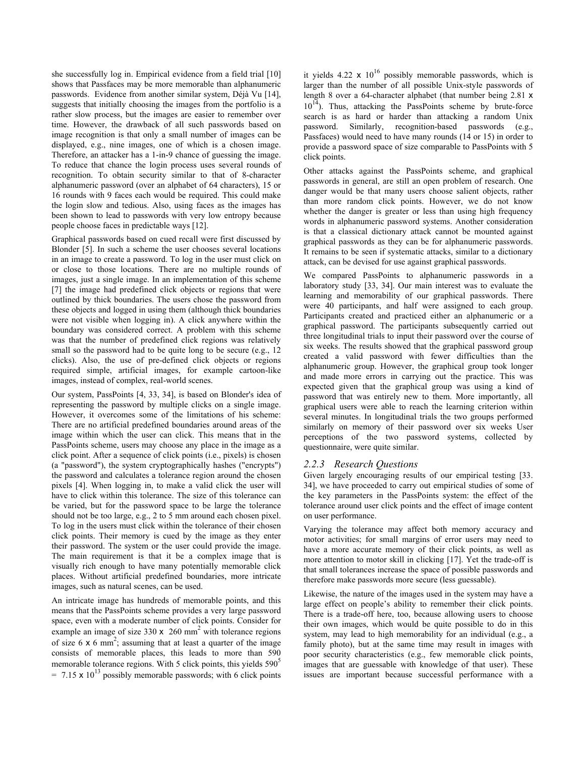she successfully log in. Empirical evidence from a field trial [10] shows that Passfaces may be more memorable than alphanumeric passwords. Evidence from another similar system, Déjà Vu [14], suggests that initially choosing the images from the portfolio is a rather slow process, but the images are easier to remember over time. However, the drawback of all such passwords based on image recognition is that only a small number of images can be displayed, e.g., nine images, one of which is a chosen image. Therefore, an attacker has a 1-in-9 chance of guessing the image. To reduce that chance the login process uses several rounds of recognition. To obtain security similar to that of 8-character alphanumeric password (over an alphabet of 64 characters), 15 or 16 rounds with 9 faces each would be required. This could make the login slow and tedious. Also, using faces as the images has been shown to lead to passwords with very low entropy because people choose faces in predictable ways [12].

Graphical passwords based on cued recall were first discussed by Blonder [5]. In such a scheme the user chooses several locations in an image to create a password. To log in the user must click on or close to those locations. There are no multiple rounds of images, just a single image. In an implementation of this scheme [7] the image had predefined click objects or regions that were outlined by thick boundaries. The users chose the password from these objects and logged in using them (although thick boundaries were not visible when logging in). A click anywhere within the boundary was considered correct. A problem with this scheme was that the number of predefined click regions was relatively small so the password had to be quite long to be secure (e.g., 12 clicks). Also, the use of pre-defined click objects or regions required simple, artificial images, for example cartoon-like images, instead of complex, real-world scenes.

Our system, PassPoints [4, 33, 34], is based on Blonder's idea of representing the password by multiple clicks on a single image. However, it overcomes some of the limitations of his scheme: There are no artificial predefined boundaries around areas of the image within which the user can click. This means that in the PassPoints scheme, users may choose any place in the image as a click point. After a sequence of click points (i.e., pixels) is chosen (a "password"), the system cryptographically hashes ("encrypts") the password and calculates a tolerance region around the chosen pixels [4]. When logging in, to make a valid click the user will have to click within this tolerance. The size of this tolerance can be varied, but for the password space to be large the tolerance should not be too large, e.g., 2 to 5 mm around each chosen pixel. To log in the users must click within the tolerance of their chosen click points. Their memory is cued by the image as they enter their password. The system or the user could provide the image. The main requirement is that it be a complex image that is visually rich enough to have many potentially memorable click places. Without artificial predefined boundaries, more intricate images, such as natural scenes, can be used.

An intricate image has hundreds of memorable points, and this means that the PassPoints scheme provides a very large password space, even with a moderate number of click points. Consider for example an image of size $330 \times 260$ mm$^2$ with tolerance regions of size $6 \times 6$ mm$^2$; assuming that at least a quarter of the image consists of memorable places, this leads to more than 590 memorable tolerance regions. With 5 click points, this yields $590^5 = 7.15 \times 10^{13}$ possibly memorable passwords; with 6 click points it yields $4.22 \times 10^{16}$ possibly memorable passwords, which is larger than the number of all possible Unix-style passwords of length 8 over a 64-character alphabet (that number being $2.81 \times 10^{14}$). Thus, attacking the PassPoints scheme by brute-force search is as hard or harder than attacking a random Unix password. Similarly, recognition-based passwords (e.g., Passfaces) would need to have many rounds (14 or 15) in order to provide a password space of size comparable to PassPoints with 5 click points.

Other attacks against the PassPoints scheme, and graphical passwords in general, are still an open problem of research. One danger would be that many users choose salient objects, rather than more random click points. However, we do not know whether the danger is greater or less than using high frequency words in alphanumeric password systems. Another consideration is that a classical dictionary attack cannot be mounted against graphical passwords as they can be for alphanumeric passwords. It remains to be seen if systematic attacks, similar to a dictionary attack, can be devised for use against graphical passwords.

We compared PassPoints to alphanumeric passwords in a laboratory study [33, 34]. Our main interest was to evaluate the learning and memorability of our graphical passwords. There were 40 participants, and half were assigned to each group. Participants created and practiced either an alphanumeric or a graphical password. The participants subsequently carried out three longitudinal trials to input their password over the course of six weeks. The results showed that the graphical password group created a valid password with fewer difficulties than the alphanumeric group. However, the graphical group took longer and made more errors in carrying out the practice. This was expected given that the graphical group was using a kind of password that was entirely new to them. More importantly, all graphical users were able to reach the learning criterion within several minutes. In longitudinal trials the two groups performed similarly on memory of their password over six weeks User perceptions of the two password systems, collected by questionnaire, were quite similar.

### *2.2.3 Research Questions*

Given largely encouraging results of our empirical testing [33. 34], we have proceeded to carry out empirical studies of some of the key parameters in the PassPoints system: the effect of the tolerance around user click points and the effect of image content on user performance.

Varying the tolerance may affect both memory accuracy and motor activities; for small margins of error users may need to have a more accurate memory of their click points, as well as more attention to motor skill in clicking [17]. Yet the trade-off is that small tolerances increase the space of possible passwords and therefore make passwords more secure (less guessable).

Likewise, the nature of the images used in the system may have a large effect on people's ability to remember their click points. There is a trade-off here, too, because allowing users to choose their own images, which would be quite possible to do in this system, may lead to high memorability for an individual (e.g., a family photo), but at the same time may result in images with poor security characteristics (e.g., few memorable click points, images that are guessable with knowledge of that user). These issues are important because successful performance with a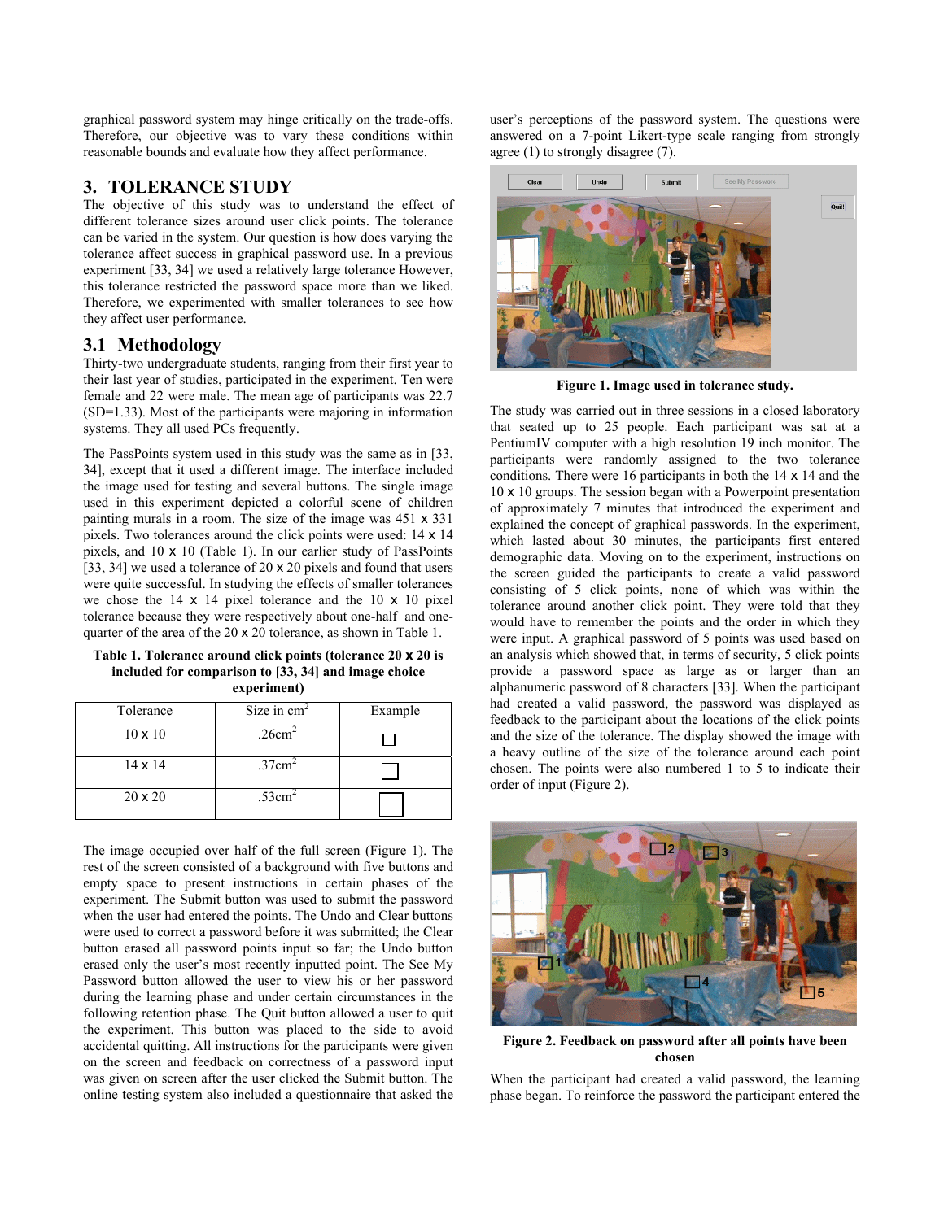graphical password system may hinge critically on the trade-offs. Therefore, our objective was to vary these conditions within reasonable bounds and evaluate how they affect performance.

## 3. TOLERANCE STUDY

The objective of this study was to understand the effect of different tolerance sizes around user click points. The tolerance can be varied in the system. Our question is how does varying the tolerance affect success in graphical password use. In a previous experiment [33, 34] we used a relatively large tolerance However, this tolerance restricted the password space more than we liked. Therefore, we experimented with smaller tolerances to see how they affect user performance.

### 3.1 Methodology

Thirty-two undergraduate students, ranging from their first year to their last year of studies, participated in the experiment. Ten were female and 22 were male. The mean age of participants was 22.7 (SD=1.33). Most of the participants were majoring in information systems. They all used PCs frequently.

The PassPoints system used in this study was the same as in [33, 34], except that it used a different image. The interface included the image used for testing and several buttons. The single image used in this experiment depicted a colorful scene of children painting murals in a room. The size of the image was 451 x 331 pixels. Two tolerances around the click points were used: 14 x 14 pixels, and 10 x 10 (Table 1). In our earlier study of PassPoints [33, 34] we used a tolerance of 20 x 20 pixels and found that users were quite successful. In studying the effects of smaller tolerances we chose the 14 x 14 pixel tolerance and the 10 x 10 pixel tolerance because they were respectively about one-half and one-quarter of the area of the 20 x 20 tolerance, as shown in Table 1.

**Table 1. Tolerance around click points (tolerance 20 x 20 is included for comparison to [33, 34] and image choice experiment)**

| Tolerance | Size in $cm^2$ | Example |
|---|---|---|
| 10 x 10 | .26$cm^2$ | □ |
| 14 x 14 | .37$cm^2$ | □ |
| 20 x 20 | .53$cm^2$ | □ |

The image occupied over half of the full screen (Figure 1). The rest of the screen consisted of a background with five buttons and empty space to present instructions in certain phases of the experiment. The Submit button was used to submit the password when the user had entered the points. The Undo and Clear buttons were used to correct a password before it was submitted; the Clear button erased all password points input so far; the Undo button erased only the user's most recently inputted point. The See My Password button allowed the user to view his or her password during the learning phase and under certain circumstances in the following retention phase. The Quit button allowed a user to quit the experiment. This button was placed to the side to avoid accidental quitting. All instructions for the participants were given on the screen and feedback on correctness of a password input was given on screen after the user clicked the Submit button. The online testing system also included a questionnaire that asked the user's perceptions of the password system. The questions were answered on a 7-point Likert-type scale ranging from strongly agree (1) to strongly disagree (7).

**Figure 1. Image used in tolerance study.**

The study was carried out in three sessions in a closed laboratory that seated up to 25 people. Each participant was sat at a PentiumIV computer with a high resolution 19 inch monitor. The participants were randomly assigned to the two tolerance conditions. There were 16 participants in both the 14 x 14 and the 10 x 10 groups. The session began with a Powerpoint presentation of approximately 7 minutes that introduced the experiment and explained the concept of graphical passwords. In the experiment, which lasted about 30 minutes, the participants first entered demographic data. Moving on to the experiment, instructions on the screen guided the participants to create a valid password consisting of 5 click points, none of which was within the tolerance around another click point. They were told that they would have to remember the points and the order in which they were input. A graphical password of 5 points was used based on an analysis which showed that, in terms of security, 5 click points provide a password space as large as or larger than an alphanumeric password of 8 characters [33]. When the participant had created a valid password, the password was displayed as feedback to the participant about the locations of the click points and the size of the tolerance. The display showed the image with a heavy outline of the size of the tolerance around each point chosen. The points were also numbered 1 to 5 to indicate their order of input (Figure 2).

**Figure 2. Feedback on password after all points have been chosen**

When the participant had created a valid password, the learning phase began. To reinforce the password the participant entered the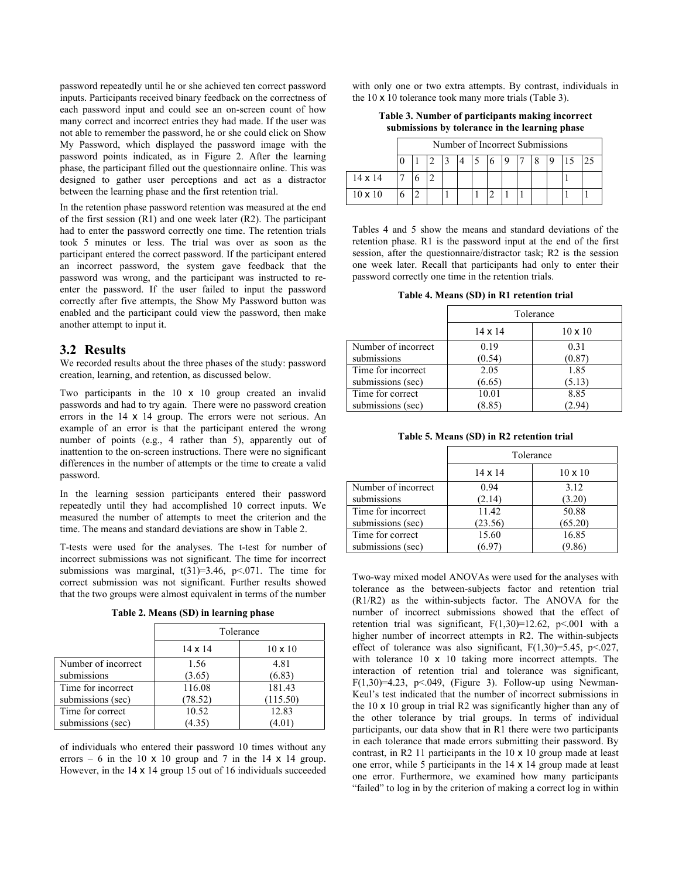password repeatedly until he or she achieved ten correct password inputs. Participants received binary feedback on the correctness of each password input and could see an on-screen count of how many correct and incorrect entries they had made. If the user was not able to remember the password, he or she could click on Show My Password, which displayed the password image with the password points indicated, as in Figure 2. After the learning phase, the participant filled out the questionnaire online. This was designed to gather user perceptions and act as a distractor between the learning phase and the first retention trial.

In the retention phase password retention was measured at the end of the first session (R1) and one week later (R2). The participant had to enter the password correctly one time. The retention trials took 5 minutes or less. The trial was over as soon as the participant entered the correct password. If the participant entered an incorrect password, the system gave feedback that the password was wrong, and the participant was instructed to re-enter the password. If the user failed to input the password correctly after five attempts, the Show My Password button was enabled and the participant could view the password, then make another attempt to input it.

## 3.2 Results

We recorded results about the three phases of the study: password creation, learning, and retention, as discussed below.

Two participants in the 10 x 10 group created an invalid passwords and had to try again. There were no password creation errors in the 14 x 14 group. The errors were not serious. An example of an error is that the participant entered the wrong number of points (e.g., 4 rather than 5), apparently out of inattention to the on-screen instructions. There were no significant differences in the number of attempts or the time to create a valid password.

In the learning session participants entered their password repeatedly until they had accomplished 10 correct inputs. We measured the number of attempts to meet the criterion and the time. The means and standard deviations are show in Table 2.

T-tests were used for the analyses. The t-test for number of incorrect submissions was not significant. The time for incorrect submissions was marginal, $t(31)=3.46$, $p<.071$. The time for correct submission was not significant. Further results showed that the two groups were almost equivalent in terms of the number

**Table 2. Means (SD) in learning phase**

| | Tolerance | |
|---|---|---|
| | 14 x 14 | 10 x 10 |
| Number of incorrect submissions | 1.56 (3.65) | 4.81 (6.83) |
| Time for incorrect submissions (sec) | 116.08 (78.52) | 181.43 (115.50) |
| Time for correct submissions (sec) | 10.52 (4.35) | 12.83 (4.01) |

of individuals who entered their password 10 times without any errors – 6 in the 10 x 10 group and 7 in the 14 x 14 group. However, in the 14 x 14 group 15 out of 16 individuals succeeded with only one or two extra attempts. By contrast, individuals in the 10 x 10 tolerance took many more trials (Table 3).

**Table 3. Number of participants making incorrect submissions by tolerance in the learning phase**

| | Number of Incorrect Submissions | | | | | | | | | | | | |
|---|---|---|---|---|---|---|---|---|---|---|---|---|---|
| | 0 | 1 | 2 | 3 | 4 | 5 | 6 | 9 | 7 | 8 | 9 | 15 | 25 |
| 14 x 14 | 7 | 6 | 2 | | | | | | | | | 1 | |
| 10 x 10 | 6 | 2 | | 1 | | 1 | 2 | 1 | 1 | | | 1 | 1 |

Tables 4 and 5 show the means and standard deviations of the retention phase. R1 is the password input at the end of the first session, after the questionnaire/distractor task; R2 is the session one week later. Recall that participants had only to enter their password correctly one time in the retention trials.

**Table 4. Means (SD) in R1 retention trial**

| | Tolerance | |
|---|---|---|
| | 14 x 14 | 10 x 10 |
| Number of incorrect submissions | 0.19 (0.54) | 0.31 (0.87) |
| Time for incorrect submissions (sec) | 2.05 (6.65) | 1.85 (5.13) |
| Time for correct submissions (sec) | 10.01 (8.85) | 8.85 (2.94) |

**Table 5. Means (SD) in R2 retention trial**

| | Tolerance | |
|---|---|---|
| | 14 x 14 | 10 x 10 |
| Number of incorrect submissions | 0.94 (2.14) | 3.12 (3.20) |
| Time for incorrect submissions (sec) | 11.42 (23.56) | 50.88 (65.20) |
| Time for correct submissions (sec) | 15.60 (6.97) | 16.85 (9.86) |

Two-way mixed model ANOVAs were used for the analyses with tolerance as the between-subjects factor and retention trial (R1/R2) as the within-subjects factor. The ANOVA for the number of incorrect submissions showed that the effect of retention trial was significant, $F(1,30)=12.62$, $p<.001$ with a higher number of incorrect attempts in R2. The within-subjects effect of tolerance was also significant, $F(1,30)=5.45$, $p<.027$, with tolerance 10 x 10 taking more incorrect attempts. The interaction of retention trial and tolerance was significant, $F(1,30)=4.23$, $p<.049$, (Figure 3). Follow-up using Newman-Keul's test indicated that the number of incorrect submissions in the 10 x 10 group in trial R2 was significantly higher than any of the other tolerance by trial groups. In terms of individual participants, our data show that in R1 there were two participants in each tolerance that made errors submitting their password. By contrast, in R2 11 participants in the 10 x 10 group made at least one error, while 5 participants in the 14 x 14 group made at least one error. Furthermore, we examined how many participants "failed" to log in by the criterion of making a correct log in within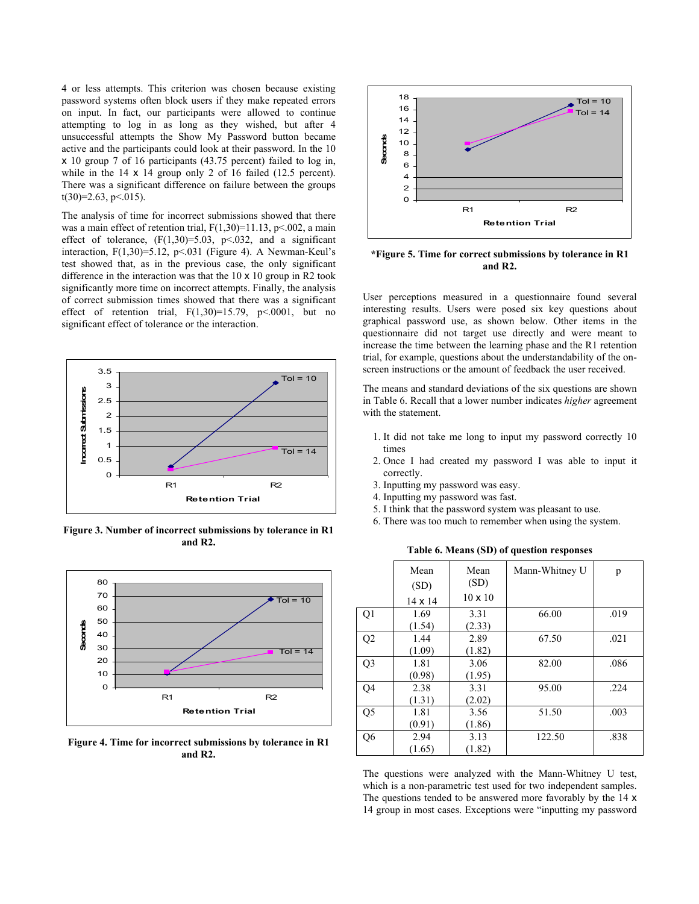4 or less attempts. This criterion was chosen because existing password systems often block users if they make repeated errors on input. In fact, our participants were allowed to continue attempting to log in as long as they wished, but after 4 unsuccessful attempts the Show My Password button became active and the participants could look at their password. In the 10 x 10 group 7 of 16 participants (43.75 percent) failed to log in, while in the 14 x 14 group only 2 of 16 failed (12.5 percent). There was a significant difference on failure between the groups $t(30)=2.63$, $p<.015$).

The analysis of time for incorrect submissions showed that there was a main effect of retention trial, $F(1,30)=11.13$, $p<.002$, a main effect of tolerance, ($F(1,30)=5.03$, $p<.032$, and a significant interaction, $F(1,30)=5.12$, $p<.031$ (Figure 4). A Newman-Keul's test showed that, as in the previous case, the only significant difference in the interaction was that the 10 x 10 group in R2 took significantly more time on incorrect attempts. Finally, the analysis of correct submission times showed that there was a significant effect of retention trial, $F(1,30)=15.79$, $p<.0001$, but no significant effect of tolerance or the interaction.

**Figure 3. Number of incorrect submissions by tolerance in R1 and R2.**

**Figure 4. Time for incorrect submissions by tolerance in R1 and R2.**

**\*Figure 5. Time for correct submissions by tolerance in R1 and R2.**

User perceptions measured in a questionnaire found several interesting results. Users were posed six key questions about graphical password use, as shown below. Other items in the questionnaire did not target use directly and were meant to increase the time between the learning phase and the R1 retention trial, for example, questions about the understandability of the on-screen instructions or the amount of feedback the user received.

The means and standard deviations of the six questions are shown in Table 6. Recall that a lower number indicates *higher* agreement with the statement.

1. It did not take me long to input my password correctly 10 times
2. Once I had created my password I was able to input it correctly.
3. Inputting my password was easy.
4. Inputting my password was fast.
5. I think that the password system was pleasant to use.
6. There was too much to remember when using the system.

**Table 6. Means (SD) of question responses**

| | Mean (SD) 14 x 14 | Mean (SD) 10 x 10 | Mann-Whitney U | p |
|---|---|---|---|---|
| Q1 | 1.69 (1.54) | 3.31 (2.33) | 66.00 | .019 |
| Q2 | 1.44 (1.09) | 2.89 (1.82) | 67.50 | .021 |
| Q3 | 1.81 (0.98) | 3.06 (1.95) | 82.00 | .086 |
| Q4 | 2.38 (1.31) | 3.31 (2.02) | 95.00 | .224 |
| Q5 | 1.81 (0.91) | 3.56 (1.86) | 51.50 | .003 |
| Q6 | 2.94 (1.65) | 3.13 (1.82) | 122.50 | .838 |

The questions were analyzed with the Mann-Whitney U test, which is a non-parametric test used for two independent samples. The questions tended to be answered more favorably by the 14 x 14 group in most cases. Exceptions were "inputting my password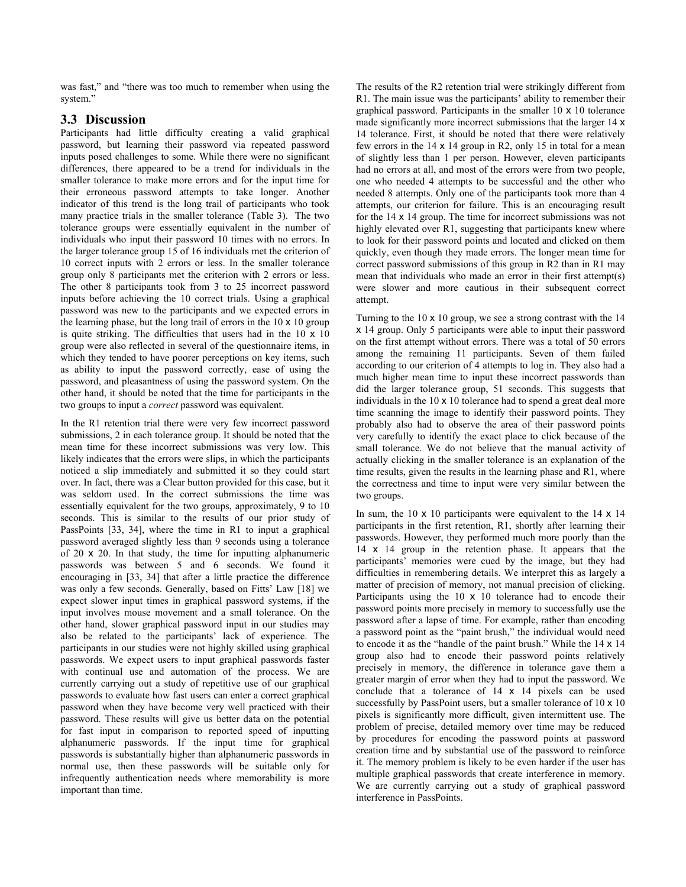was fast," and "there was too much to remember when using the system."

## 3.3 Discussion

Participants had little difficulty creating a valid graphical password, but learning their password via repeated password inputs posed challenges to some. While there were no significant differences, there appeared to be a trend for individuals in the smaller tolerance to make more errors and for the input time for their erroneous password attempts to take longer. Another indicator of this trend is the long trail of participants who took many practice trials in the smaller tolerance (Table 3). The two tolerance groups were essentially equivalent in the number of individuals who input their password 10 times with no errors. In the larger tolerance group 15 of 16 individuals met the criterion of 10 correct inputs with 2 errors or less. In the smaller tolerance group only 8 participants met the criterion with 2 errors or less. The other 8 participants took from 3 to 25 incorrect password inputs before achieving the 10 correct trials. Using a graphical password was new to the participants and we expected errors in the learning phase, but the long trail of errors in the 10 x 10 group is quite striking. The difficulties that users had in the 10 x 10 group were also reflected in several of the questionnaire items, in which they tended to have poorer perceptions on key items, such as ability to input the password correctly, ease of using the password, and pleasantness of using the password system. On the other hand, it should be noted that the time for participants in the two groups to input a *correct* password was equivalent.

In the R1 retention trial there were very few incorrect password submissions, 2 in each tolerance group. It should be noted that the mean time for these incorrect submissions was very low. This likely indicates that the errors were slips, in which the participants noticed a slip immediately and submitted it so they could start over. In fact, there was a Clear button provided for this case, but it was seldom used. In the correct submissions the time was essentially equivalent for the two groups, approximately, 9 to 10 seconds. This is similar to the results of our prior study of PassPoints [33, 34], where the time in R1 to input a graphical password averaged slightly less than 9 seconds using a tolerance of 20 x 20. In that study, the time for inputting alphanumeric passwords was between 5 and 6 seconds. We found it encouraging in [33, 34] that after a little practice the difference was only a few seconds. Generally, based on Fitts' Law [18] we expect slower input times in graphical password systems, if the input involves mouse movement and a small tolerance. On the other hand, slower graphical password input in our studies may also be related to the participants' lack of experience. The participants in our studies were not highly skilled using graphical passwords. We expect users to input graphical passwords faster with continual use and automation of the process. We are currently carrying out a study of repetitive use of our graphical passwords to evaluate how fast users can enter a correct graphical password when they have become very well practiced with their password. These results will give us better data on the potential for fast input in comparison to reported speed of inputting alphanumeric passwords. If the input time for graphical passwords is substantially higher than alphanumeric passwords in normal use, then these passwords will be suitable only for infrequently authentication needs where memorability is more important than time.

The results of the R2 retention trial were strikingly different from R1. The main issue was the participants' ability to remember their graphical password. Participants in the smaller 10 x 10 tolerance made significantly more incorrect submissions that the larger 14 x 14 tolerance. First, it should be noted that there were relatively few errors in the 14 x 14 group in R2, only 15 in total for a mean of slightly less than 1 per person. However, eleven participants had no errors at all, and most of the errors were from two people, one who needed 4 attempts to be successful and the other who needed 8 attempts. Only one of the participants took more than 4 attempts, our criterion for failure. This is an encouraging result for the 14 x 14 group. The time for incorrect submissions was not highly elevated over R1, suggesting that participants knew where to look for their password points and located and clicked on them quickly, even though they made errors. The longer mean time for correct password submissions of this group in R2 than in R1 may mean that individuals who made an error in their first attempt(s) were slower and more cautious in their subsequent correct attempt.

Turning to the 10 x 10 group, we see a strong contrast with the 14 x 14 group. Only 5 participants were able to input their password on the first attempt without errors. There was a total of 50 errors among the remaining 11 participants. Seven of them failed according to our criterion of 4 attempts to log in. They also had a much higher mean time to input these incorrect passwords than did the larger tolerance group, 51 seconds. This suggests that individuals in the 10 x 10 tolerance had to spend a great deal more time scanning the image to identify their password points. They probably also had to observe the area of their password points very carefully to identify the exact place to click because of the small tolerance. We do not believe that the manual activity of actually clicking in the smaller tolerance is an explanation of the time results, given the results in the learning phase and R1, where the correctness and time to input were very similar between the two groups.

In sum, the 10 x 10 participants were equivalent to the 14 x 14 participants in the first retention, R1, shortly after learning their passwords. However, they performed much more poorly than the 14 x 14 group in the retention phase. It appears that the participants' memories were cued by the image, but they had difficulties in remembering details. We interpret this as largely a matter of precision of memory, not manual precision of clicking. Participants using the 10 x 10 tolerance had to encode their password points more precisely in memory to successfully use the password after a lapse of time. For example, rather than encoding a password point as the "paint brush," the individual would need to encode it as the "handle of the paint brush." While the 14 x 14 group also had to encode their password points relatively precisely in memory, the difference in tolerance gave them a greater margin of error when they had to input the password. We conclude that a tolerance of 14 x 14 pixels can be used successfully by PassPoint users, but a smaller tolerance of 10 x 10 pixels is significantly more difficult, given intermittent use. The problem of precise, detailed memory over time may be reduced by procedures for encoding the password points at password creation time and by substantial use of the password to reinforce it. The memory problem is likely to be even harder if the user has multiple graphical passwords that create interference in memory. We are currently carrying out a study of graphical password interference in PassPoints.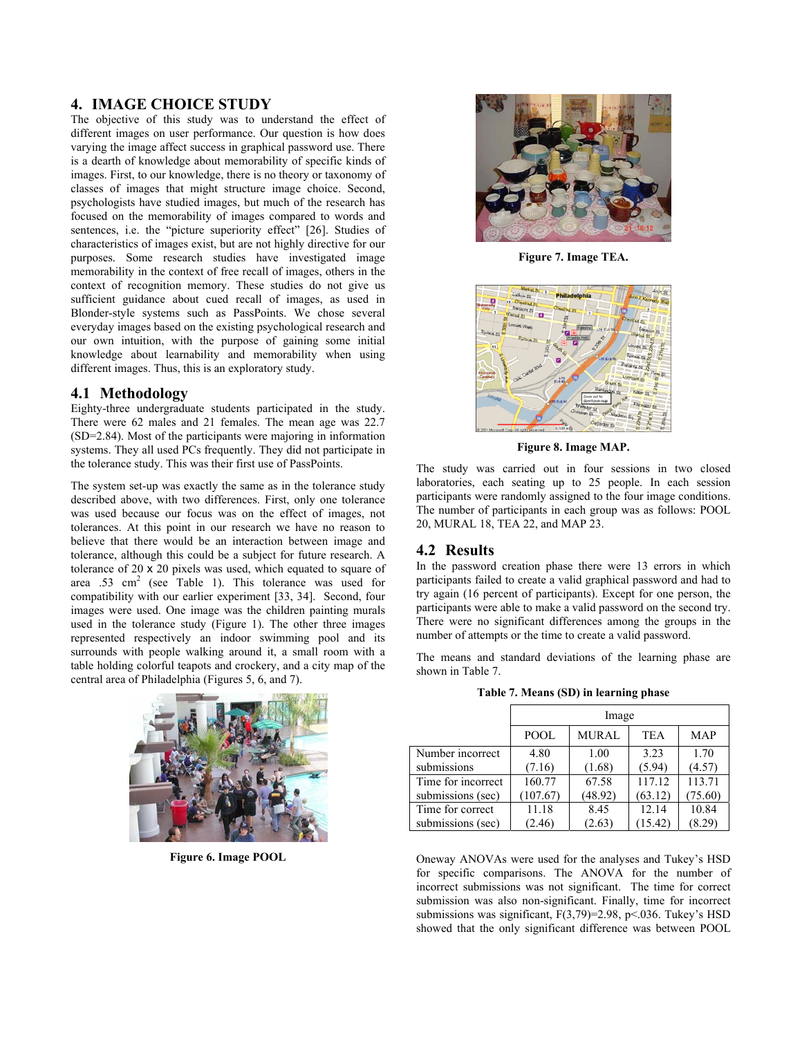## 4. IMAGE CHOICE STUDY

The objective of this study was to understand the effect of different images on user performance. Our question is how does varying the image affect success in graphical password use. There is a dearth of knowledge about memorability of specific kinds of images. First, to our knowledge, there is no theory or taxonomy of classes of images that might structure image choice. Second, psychologists have studied images, but much of the research has focused on the memorability of images compared to words and sentences, i.e. the "picture superiority effect" [26]. Studies of characteristics of images exist, but are not highly directive for our purposes. Some research studies have investigated image memorability in the context of free recall of images, others in the context of recognition memory. These studies do not give us sufficient guidance about cued recall of images, as used in Blonder-style systems such as PassPoints. We chose several everyday images based on the existing psychological research and our own intuition, with the purpose of gaining some initial knowledge about learnability and memorability when using different images. Thus, this is an exploratory study.

### 4.1 Methodology

Eighty-three undergraduate students participated in the study. There were 62 males and 21 females. The mean age was 22.7 (SD=2.84). Most of the participants were majoring in information systems. They all used PCs frequently. They did not participate in the tolerance study. This was their first use of PassPoints.

The system set-up was exactly the same as in the tolerance study described above, with two differences. First, only one tolerance was used because our focus was on the effect of images, not tolerances. At this point in our research we have no reason to believe that there would be an interaction between image and tolerance, although this could be a subject for future research. A tolerance of 20 x 20 pixels was used, which equated to square of area .53 $cm^2$ (see Table 1). This tolerance was used for compatibility with our earlier experiment [33, 34]. Second, four images were used. One image was the children painting murals used in the tolerance study (Figure 1). The other three images represented respectively an indoor swimming pool and its surrounds with people walking around it, a small room with a table holding colorful teapots and crockery, and a city map of the central area of Philadelphia (Figures 5, 6, and 7).

**Figure 6. Image POOL**

**Figure 7. Image TEA.**

**Figure 8. Image MAP.**

The study was carried out in four sessions in two closed laboratories, each seating up to 25 people. In each session participants were randomly assigned to the four image conditions. The number of participants in each group was as follows: POOL 20, MURAL 18, TEA 22, and MAP 23.

### 4.2 Results

In the password creation phase there were 13 errors in which participants failed to create a valid graphical password and had to try again (16 percent of participants). Except for one person, the participants were able to make a valid password on the second try. There were no significant differences among the groups in the number of attempts or the time to create a valid password.

The means and standard deviations of the learning phase are shown in Table 7.

**Table 7. Means (SD) in learning phase**

| | Image | | | |
|---|---|---|---|---|
| | POOL | MURAL | TEA | MAP |
| Number incorrect submissions | 4.80 (7.16) | 1.00 (1.68) | 3.23 (5.94) | 1.70 (4.57) |
| Time for incorrect submissions (sec) | 160.77 (107.67) | 67.58 (48.92) | 117.12 (63.12) | 113.71 (75.60) |
| Time for correct submissions (sec) | 11.18 (2.46) | 8.45 (2.63) | 12.14 (15.42) | 10.84 (8.29) |

Oneway ANOVAs were used for the analyses and Tukey's HSD for specific comparisons. The ANOVA for the number of incorrect submissions was not significant. The time for correct submission was also non-significant. Finally, time for incorrect submissions was significant, $F(3,79)=2.98$, $p<.036$. Tukey's HSD showed that the only significant difference was between POOL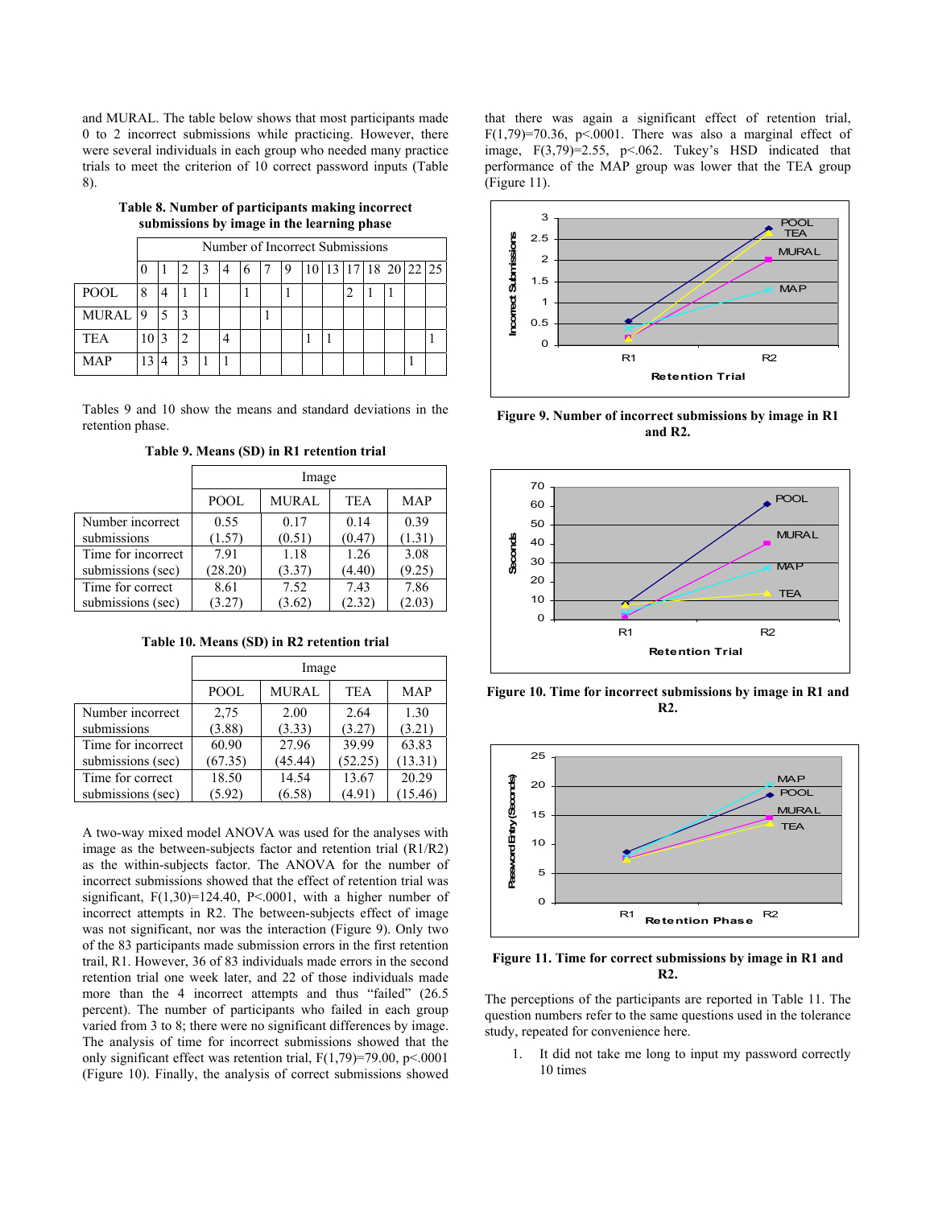and MURAL. The table below shows that most participants made 0 to 2 incorrect submissions while practicing. However, there were several individuals in each group who needed many practice trials to meet the criterion of 10 correct password inputs (Table 8).

**Table 8. Number of participants making incorrect submissions by image in the learning phase**

| | Number of Incorrect Submissions | | | | | | | | | | | | | | |
|---|---|---|---|---|---|---|---|---|---|---|---|---|---|---|---|
| | 0 | 1 | 2 | 3 | 4 | 6 | 7 | 9 | 10 | 13 | 17 | 18 | 20 | 22 | 25 |
| POOL | 8 | 4 | 1 | 1 | | 1 | | 1 | | | 2 | 1 | 1 | | |
| MURAL | 9 | 5 | 3 | | | | 1 | | | | | | | | |
| TEA | 10 | 3 | 2 | | 4 | | | | 1 | 1 | | | | | 1 |
| MAP | 13 | 4 | 3 | 1 | 1 | | | | | | | | | 1 | |

Tables 9 and 10 show the means and standard deviations in the retention phase.

**Table 9. Means (SD) in R1 retention trial**

| | Image | | | |
|---|---|---|---|---|
| | POOL | MURAL | TEA | MAP |
| Number incorrect submissions | 0.55 (1.57) | 0.17 (0.51) | 0.14 (0.47) | 0.39 (1.31) |
| Time for incorrect submissions (sec) | 7.91 (28.20) | 1.18 (3.37) | 1.26 (4.40) | 3.08 (9.25) |
| Time for correct submissions (sec) | 8.61 (3.27) | 7.52 (3.62) | 7.43 (2.32) | 7.86 (2.03) |

**Table 10. Means (SD) in R2 retention trial**

| | Image | | | |
|---|---|---|---|---|
| | POOL | MURAL | TEA | MAP |
| Number incorrect submissions | 2,75 (3.88) | 2.00 (3.33) | 2.64 (3.27) | 1.30 (3.21) |
| Time for incorrect submissions (sec) | 60.90 (67.35) | 27.96 (45.44) | 39.99 (52.25) | 63.83 (13.31) |
| Time for correct submissions (sec) | 18.50 (5.92) | 14.54 (6.58) | 13.67 (4.91) | 20.29 (15.46) |

A two-way mixed model ANOVA was used for the analyses with image as the between-subjects factor and retention trial (R1/R2) as the within-subjects factor. The ANOVA for the number of incorrect submissions showed that the effect of retention trial was significant, $F(1,30)=124.40$, $P<.0001$, with a higher number of incorrect attempts in R2. The between-subjects effect of image was not significant, nor was the interaction (Figure 9). Only two of the 83 participants made submission errors in the first retention trail, R1. However, 36 of 83 individuals made errors in the second retention trial one week later, and 22 of those individuals made more than the 4 incorrect attempts and thus "failed" (26.5 percent). The number of participants who failed in each group varied from 3 to 8; there were no significant differences by image. The analysis of time for incorrect submissions showed that the only significant effect was retention trial, $F(1,79)=79.00$, $p<.0001$ (Figure 10). Finally, the analysis of correct submissions showed that there was again a significant effect of retention trial, $F(1,79)=70.36$, $p<.0001$. There was also a marginal effect of image, $F(3,79)=2.55$, $p<.062$. Tukey's HSD indicated that performance of the MAP group was lower that the TEA group (Figure 11).

**Figure 9. Number of incorrect submissions by image in R1 and R2.**

**Figure 10. Time for incorrect submissions by image in R1 and R2.**

**Figure 11. Time for correct submissions by image in R1 and R2.**

The perceptions of the participants are reported in Table 11. The question numbers refer to the same questions used in the tolerance study, repeated for convenience here.

1. It did not take me long to input my password correctly 10 times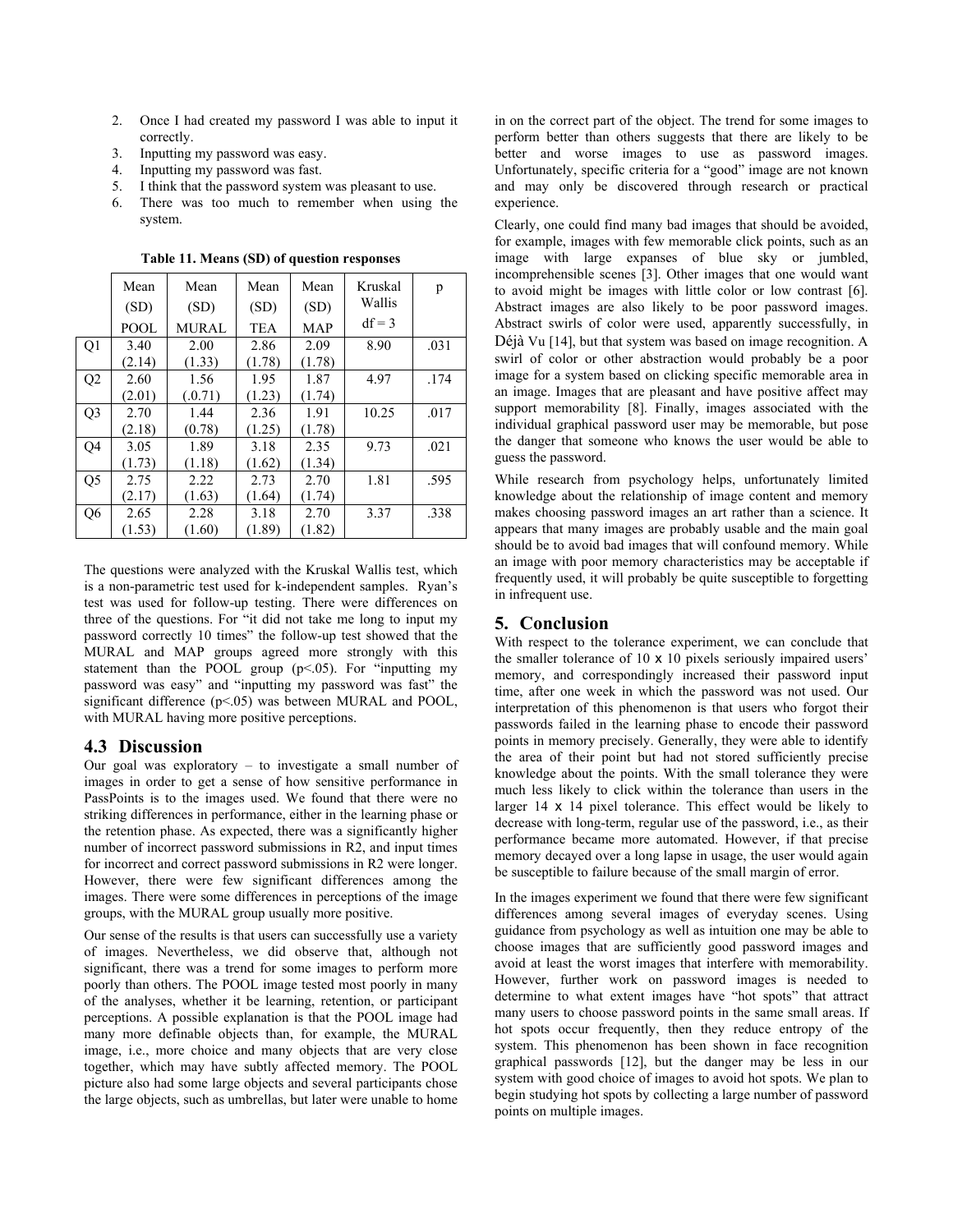2. Once I had created my password I was able to input it correctly.
3. Inputting my password was easy.
4. Inputting my password was fast.
5. I think that the password system was pleasant to use.
6. There was too much to remember when using the system.

**Table 11. Means (SD) of question responses**

| | Mean (SD) POOL | Mean (SD) MURAL | Mean (SD) TEA | Mean (SD) MAP | Kruskal Wallis df = 3 | p |
|---|---|---|---|---|---|---|
| Q1 | 3.40 (2.14) | 2.00 (1.33) | 2.86 (1.78) | 2.09 (1.78) | 8.90 | .031 |
| Q2 | 2.60 (2.01) | 1.56 (.0.71) | 1.95 (1.23) | 1.87 (1.74) | 4.97 | .174 |
| Q3 | 2.70 (2.18) | 1.44 (0.78) | 2.36 (1.25) | 1.91 (1.78) | 10.25 | .017 |
| Q4 | 3.05 (1.73) | 1.89 (1.18) | 3.18 (1.62) | 2.35 (1.34) | 9.73 | .021 |
| Q5 | 2.75 (2.17) | 2.22 (1.63) | 2.73 (1.64) | 2.70 (1.74) | 1.81 | .595 |
| Q6 | 2.65 (1.53) | 2.28 (1.60) | 3.18 (1.89) | 2.70 (1.82) | 3.37 | .338 |

The questions were analyzed with the Kruskal Wallis test, which is a non-parametric test used for k-independent samples. Ryan's test was used for follow-up testing. There were differences on three of the questions. For "it did not take me long to input my password correctly 10 times" the follow-up test showed that the MURAL and MAP groups agreed more strongly with this statement than the POOL group ($p<.05$). For "inputting my password was easy" and "inputting my password was fast" the significant difference ($p<.05$) was between MURAL and POOL, with MURAL having more positive perceptions.

## 4.3 Discussion

Our goal was exploratory – to investigate a small number of images in order to get a sense of how sensitive performance in PassPoints is to the images used. We found that there were no striking differences in performance, either in the learning phase or the retention phase. As expected, there was a significantly higher number of incorrect password submissions in R2, and input times for incorrect and correct password submissions in R2 were longer. However, there were few significant differences among the images. There were some differences in perceptions of the image groups, with the MURAL group usually more positive.

Our sense of the results is that users can successfully use a variety of images. Nevertheless, we did observe that, although not significant, there was a trend for some images to perform more poorly than others. The POOL image tested most poorly in many of the analyses, whether it be learning, retention, or participant perceptions. A possible explanation is that the POOL image had many more definable objects than, for example, the MURAL image, i.e., more choice and many objects that are very close together, which may have subtly affected memory. The POOL picture also had some large objects and several participants chose the large objects, such as umbrellas, but later were unable to home in on the correct part of the object. The trend for some images to perform better than others suggests that there are likely to be better and worse images to use as password images. Unfortunately, specific criteria for a "good" image are not known and may only be discovered through research or practical experience.

Clearly, one could find many bad images that should be avoided, for example, images with few memorable click points, such as an image with large expanses of blue sky or jumbled, incomprehensible scenes [3]. Other images that one would want to avoid might be images with little color or low contrast [6]. Abstract images are also likely to be poor password images. Abstract swirls of color were used, apparently successfully, in Déjà Vu [14], but that system was based on image recognition. A swirl of color or other abstraction would probably be a poor image for a system based on clicking specific memorable area in an image. Images that are pleasant and have positive affect may support memorability [8]. Finally, images associated with the individual graphical password user may be memorable, but pose the danger that someone who knows the user would be able to guess the password.

While research from psychology helps, unfortunately limited knowledge about the relationship of image content and memory makes choosing password images an art rather than a science. It appears that many images are probably usable and the main goal should be to avoid bad images that will confound memory. While an image with poor memory characteristics may be acceptable if frequently used, it will probably be quite susceptible to forgetting in infrequent use.

# 5. Conclusion

With respect to the tolerance experiment, we can conclude that the smaller tolerance of 10 x 10 pixels seriously impaired users' memory, and correspondingly increased their password input time, after one week in which the password was not used. Our interpretation of this phenomenon is that users who forgot their passwords failed in the learning phase to encode their password points in memory precisely. Generally, they were able to identify the area of their point but had not stored sufficiently precise knowledge about the points. With the small tolerance they were much less likely to click within the tolerance than users in the larger 14 x 14 pixel tolerance. This effect would be likely to decrease with long-term, regular use of the password, i.e., as their performance became more automated. However, if that precise memory decayed over a long lapse in usage, the user would again be susceptible to failure because of the small margin of error.

In the images experiment we found that there were few significant differences among several images of everyday scenes. Using guidance from psychology as well as intuition one may be able to choose images that are sufficiently good password images and avoid at least the worst images that interfere with memorability. However, further work on password images is needed to determine to what extent images have "hot spots" that attract many users to choose password points in the same small areas. If hot spots occur frequently, then they reduce entropy of the system. This phenomenon has been shown in face recognition graphical passwords [12], but the danger may be less in our system with good choice of images to avoid hot spots. We plan to begin studying hot spots by collecting a large number of password points on multiple images.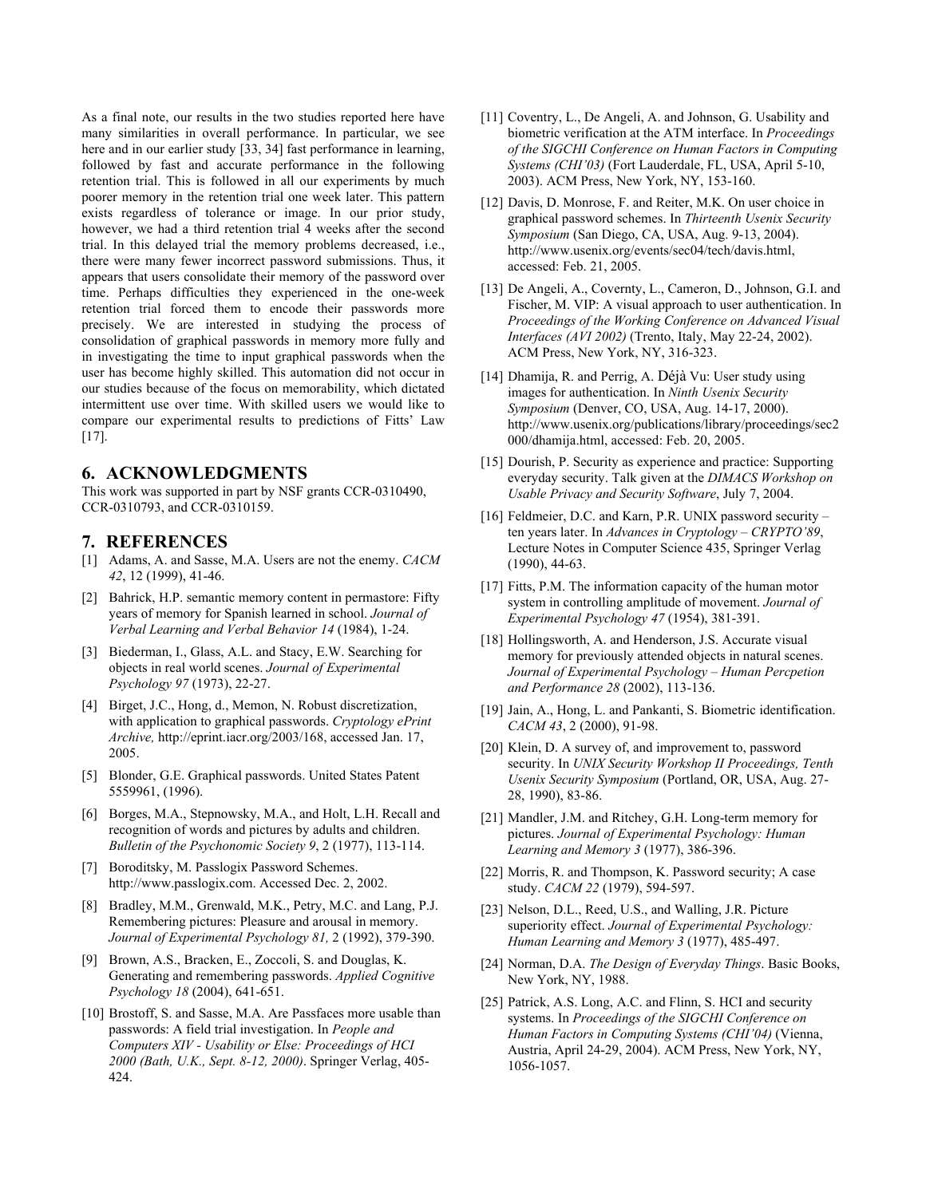As a final note, our results in the two studies reported here have many similarities in overall performance. In particular, we see here and in our earlier study [33, 34] fast performance in learning, followed by fast and accurate performance in the following retention trial. This is followed in all our experiments by much poorer memory in the retention trial one week later. This pattern exists regardless of tolerance or image. In our prior study, however, we had a third retention trial 4 weeks after the second trial. In this delayed trial the memory problems decreased, i.e., there were many fewer incorrect password submissions. Thus, it appears that users consolidate their memory of the password over time. Perhaps difficulties they experienced in the one-week retention trial forced them to encode their passwords more precisely. We are interested in studying the process of consolidation of graphical passwords in memory more fully and in investigating the time to input graphical passwords when the user has become highly skilled. This automation did not occur in our studies because of the focus on memorability, which dictated intermittent use over time. With skilled users we would like to compare our experimental results to predictions of Fitts' Law [17].

## 6. ACKNOWLEDGMENTS

This work was supported in part by NSF grants CCR-0310490, CCR-0310793, and CCR-0310159.

## 7. REFERENCES

[1] Adams, A. and Sasse, M.A. Users are not the enemy. *CACM 42*, 12 (1999), 41-46.

[2] Bahrick, H.P. semantic memory content in permastore: Fifty years of memory for Spanish learned in school. *Journal of Verbal Learning and Verbal Behavior 14* (1984), 1-24.

[3] Biederman, I., Glass, A.L. and Stacy, E.W. Searching for objects in real world scenes. *Journal of Experimental Psychology 97* (1973), 22-27.

[4] Birget, J.C., Hong, d., Memon, N. Robust discretization, with application to graphical passwords. *Cryptology ePrint Archive,* http://eprint.iacr.org/2003/168, accessed Jan. 17, 2005.

[5] Blonder, G.E. Graphical passwords. United States Patent 5559961, (1996).

[6] Borges, M.A., Stepnowsky, M.A., and Holt, L.H. Recall and recognition of words and pictures by adults and children. *Bulletin of the Psychonomic Society 9*, 2 (1977), 113-114.

[7] Boroditsky, M. Passlogix Password Schemes. http://www.passlogix.com. Accessed Dec. 2, 2002.

[8] Bradley, M.M., Grenwald, M.K., Petry, M.C. and Lang, P.J. Remembering pictures: Pleasure and arousal in memory. *Journal of Experimental Psychology 81,* 2 (1992), 379-390.

[9] Brown, A.S., Bracken, E., Zoccoli, S. and Douglas, K. Generating and remembering passwords. *Applied Cognitive Psychology 18* (2004), 641-651.

[10] Brostoff, S. and Sasse, M.A. Are Passfaces more usable than passwords: A field trial investigation. In *People and Computers XIV - Usability or Else: Proceedings of HCI 2000 (Bath, U.K., Sept. 8-12, 2000)*. Springer Verlag, 405-424.

[11] Coventry, L., De Angeli, A. and Johnson, G. Usability and biometric verification at the ATM interface. In *Proceedings of the SIGCHI Conference on Human Factors in Computing Systems (CHI'03)* (Fort Lauderdale, FL, USA, April 5-10, 2003). ACM Press, New York, NY, 153-160.

[12] Davis, D. Monrose, F. and Reiter, M.K. On user choice in graphical password schemes. In *Thirteenth Usenix Security Symposium* (San Diego, CA, USA, Aug. 9-13, 2004). http://www.usenix.org/events/sec04/tech/davis.html, accessed: Feb. 21, 2005.

[13] De Angeli, A., Covernty, L., Cameron, D., Johnson, G.I. and Fischer, M. VIP: A visual approach to user authentication. In *Proceedings of the Working Conference on Advanced Visual Interfaces (AVI 2002)* (Trento, Italy, May 22-24, 2002). ACM Press, New York, NY, 316-323.

[14] Dhamija, R. and Perrig, A. Déjà Vu: User study using images for authentication. In *Ninth Usenix Security Symposium* (Denver, CO, USA, Aug. 14-17, 2000). http://www.usenix.org/publications/library/proceedings/sec2000/dhamija.html, accessed: Feb. 20, 2005.

[15] Dourish, P. Security as experience and practice: Supporting everyday security. Talk given at the *DIMACS Workshop on Usable Privacy and Security Software*, July 7, 2004.

[16] Feldmeier, D.C. and Karn, P.R. UNIX password security – ten years later. In *Advances in Cryptology – CRYPTO'89*, Lecture Notes in Computer Science 435, Springer Verlag (1990), 44-63.

[17] Fitts, P.M. The information capacity of the human motor system in controlling amplitude of movement. *Journal of Experimental Psychology 47* (1954), 381-391.

[18] Hollingsworth, A. and Henderson, J.S. Accurate visual memory for previously attended objects in natural scenes. *Journal of Experimental Psychology – Human Percpetion and Performance 28* (2002), 113-136.

[19] Jain, A., Hong, L. and Pankanti, S. Biometric identification. *CACM 43*, 2 (2000), 91-98.

[20] Klein, D. A survey of, and improvement to, password security. In *UNIX Security Workshop II Proceedings, Tenth Usenix Security Symposium* (Portland, OR, USA, Aug. 27-28, 1990), 83-86.

[21] Mandler, J.M. and Ritchey, G.H. Long-term memory for pictures. *Journal of Experimental Psychology: Human Learning and Memory 3* (1977), 386-396.

[22] Morris, R. and Thompson, K. Password security; A case study. *CACM 22* (1979), 594-597.

[23] Nelson, D.L., Reed, U.S., and Walling, J.R. Picture superiority effect. *Journal of Experimental Psychology: Human Learning and Memory 3* (1977), 485-497.

[24] Norman, D.A. *The Design of Everyday Things*. Basic Books, New York, NY, 1988.

[25] Patrick, A.S. Long, A.C. and Flinn, S. HCI and security systems. In *Proceedings of the SIGCHI Conference on Human Factors in Computing Systems (CHI'04)* (Vienna, Austria, April 24-29, 2004). ACM Press, New York, NY, 1056-1057.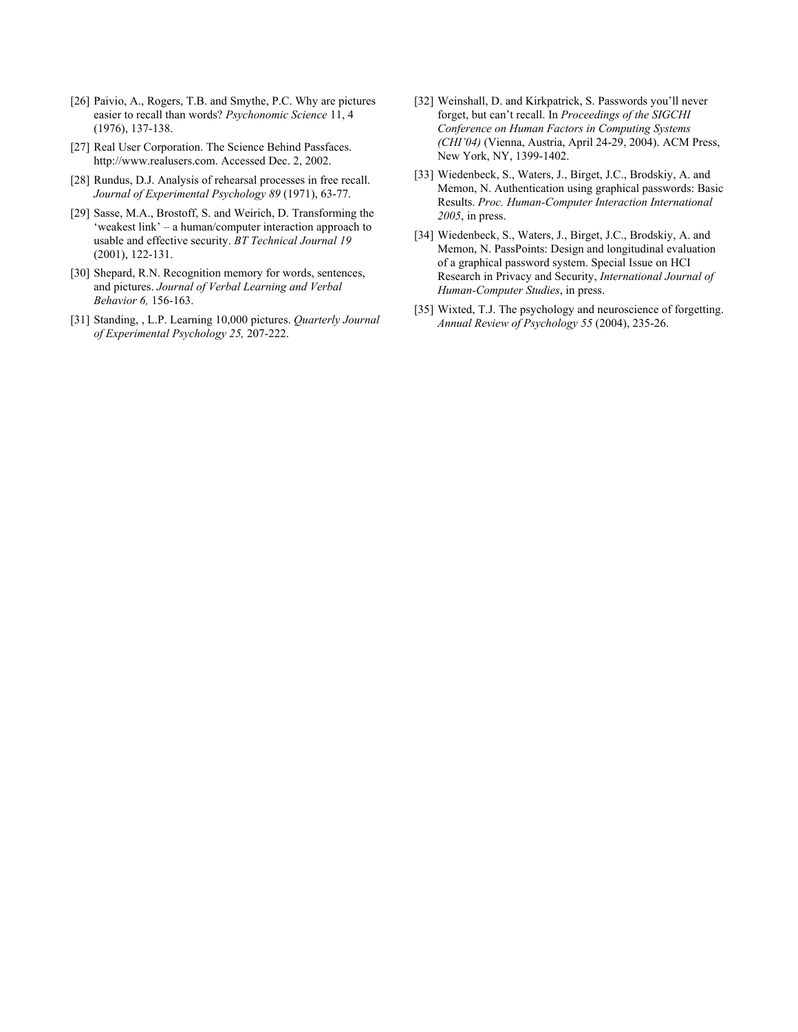[26] Paivio, A., Rogers, T.B. and Smythe, P.C. Why are pictures easier to recall than words? *Psychonomic Science* 11, 4 (1976), 137-138.

[27] Real User Corporation. The Science Behind Passfaces. http://www.realusers.com. Accessed Dec. 2, 2002.

[28] Rundus, D.J. Analysis of rehearsal processes in free recall. *Journal of Experimental Psychology 89* (1971), 63-77.

[29] Sasse, M.A., Brostoff, S. and Weirich, D. Transforming the 'weakest link' – a human/computer interaction approach to usable and effective security. *BT Technical Journal 19* (2001), 122-131.

[30] Shepard, R.N. Recognition memory for words, sentences, and pictures. *Journal of Verbal Learning and Verbal Behavior 6,* 156-163.

[31] Standing, , L.P. Learning 10,000 pictures. *Quarterly Journal of Experimental Psychology 25,* 207-222.

[32] Weinshall, D. and Kirkpatrick, S. Passwords you'll never forget, but can't recall. In *Proceedings of the SIGCHI Conference on Human Factors in Computing Systems (CHI'04)* (Vienna, Austria, April 24-29, 2004). ACM Press, New York, NY, 1399-1402.

[33] Wiedenbeck, S., Waters, J., Birget, J.C., Brodskiy, A. and Memon, N. Authentication using graphical passwords: Basic Results. *Proc. Human-Computer Interaction International 2005*, in press.

[34] Wiedenbeck, S., Waters, J., Birget, J.C., Brodskiy, A. and Memon, N. PassPoints: Design and longitudinal evaluation of a graphical password system. Special Issue on HCI Research in Privacy and Security, *International Journal of Human-Computer Studies*, in press.

[35] Wixted, T.J. The psychology and neuroscience of forgetting. *Annual Review of Psychology 55* (2004), 235-26.